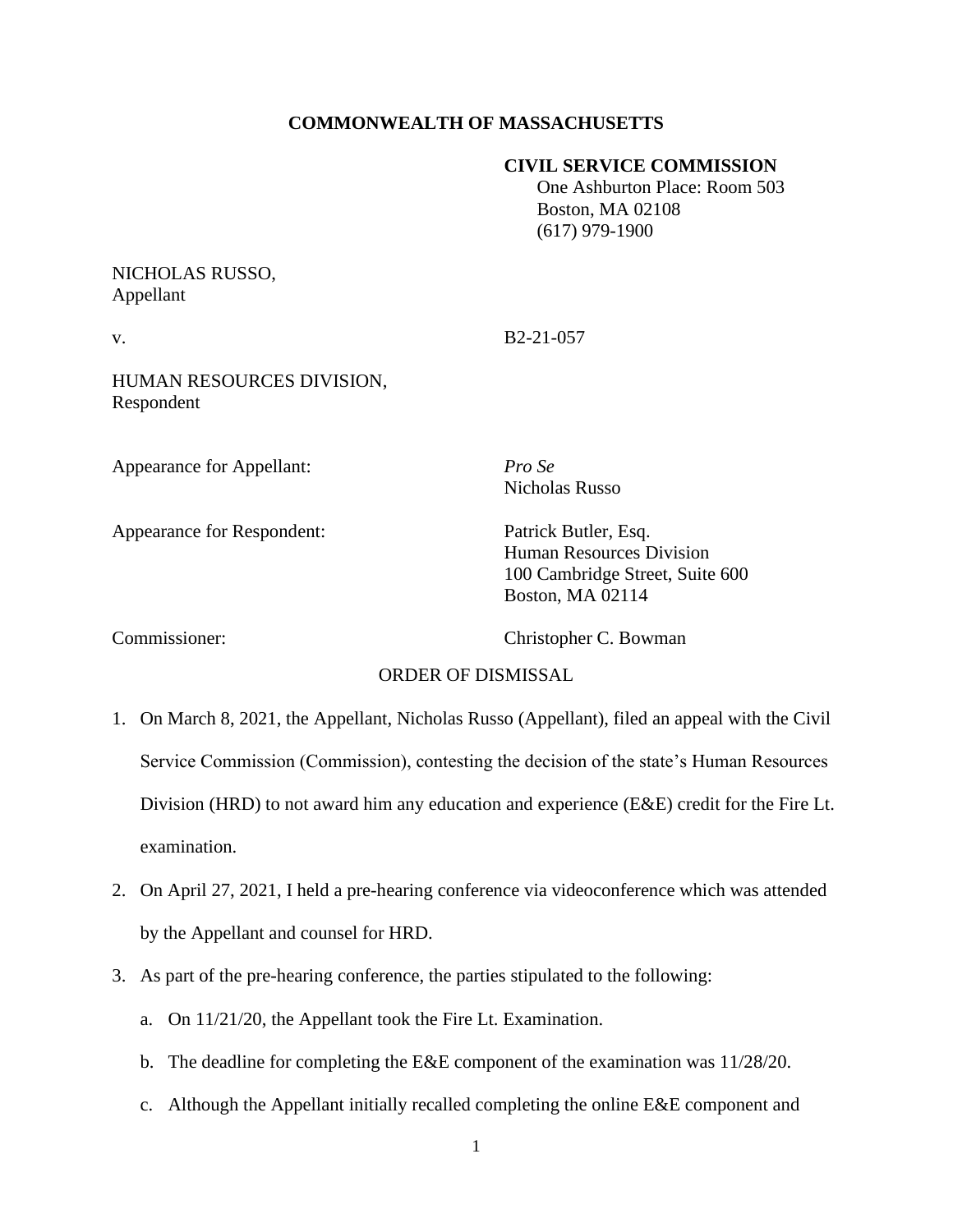**COMMONWEALTH OF MASSACHUSETTS**

**CIVIL SERVICE COMMISSION**
One Ashburton Place: Room 503
Boston, MA 02108
(617) 979-1900

NICHOLAS RUSSO,
Appellant

v. B2-21-057

HUMAN RESOURCES DIVISION,
Respondent

Appearance for Appellant: *Pro Se*
Nicholas Russo

Appearance for Respondent: Patrick Butler, Esq.
Human Resources Division
100 Cambridge Street, Suite 600
Boston, MA 02114

Commissioner: Christopher C. Bowman

ORDER OF DISMISSAL

1. On March 8, 2021, the Appellant, Nicholas Russo (Appellant), filed an appeal with the Civil Service Commission (Commission), contesting the decision of the state's Human Resources Division (HRD) to not award him any education and experience (E&E) credit for the Fire Lt. examination.
2. On April 27, 2021, I held a pre-hearing conference via videoconference which was attended by the Appellant and counsel for HRD.
3. As part of the pre-hearing conference, the parties stipulated to the following:
   a. On 11/21/20, the Appellant took the Fire Lt. Examination.
   b. The deadline for completing the E&E component of the examination was 11/28/20.
   c. Although the Appellant initially recalled completing the online E&E component and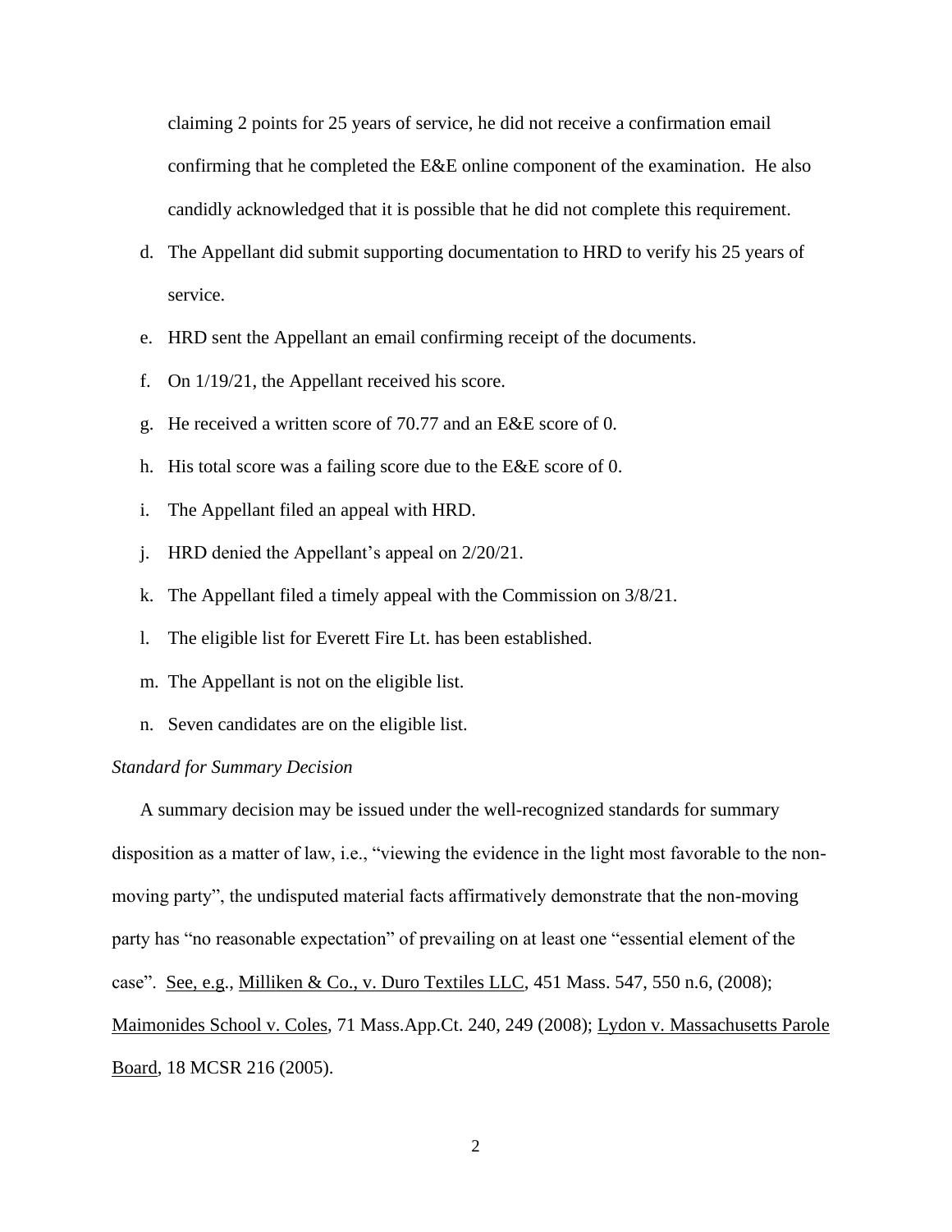claiming 2 points for 25 years of service, he did not receive a confirmation email confirming that he completed the E&E online component of the examination. He also candidly acknowledged that it is possible that he did not complete this requirement.

d. The Appellant did submit supporting documentation to HRD to verify his 25 years of service.

e. HRD sent the Appellant an email confirming receipt of the documents.

f. On 1/19/21, the Appellant received his score.

g. He received a written score of 70.77 and an E&E score of 0.

h. His total score was a failing score due to the E&E score of 0.

i. The Appellant filed an appeal with HRD.

j. HRD denied the Appellant's appeal on 2/20/21.

k. The Appellant filed a timely appeal with the Commission on 3/8/21.

l. The eligible list for Everett Fire Lt. has been established.

m. The Appellant is not on the eligible list.

n. Seven candidates are on the eligible list.

*Standard for Summary Decision*

A summary decision may be issued under the well-recognized standards for summary disposition as a matter of law, i.e., "viewing the evidence in the light most favorable to the non-moving party", the undisputed material facts affirmatively demonstrate that the non-moving party has "no reasonable expectation" of prevailing on at least one "essential element of the case". See, e.g., Milliken & Co., v. Duro Textiles LLC, 451 Mass. 547, 550 n.6, (2008); Maimonides School v. Coles, 71 Mass.App.Ct. 240, 249 (2008); Lydon v. Massachusetts Parole Board, 18 MCSR 216 (2005).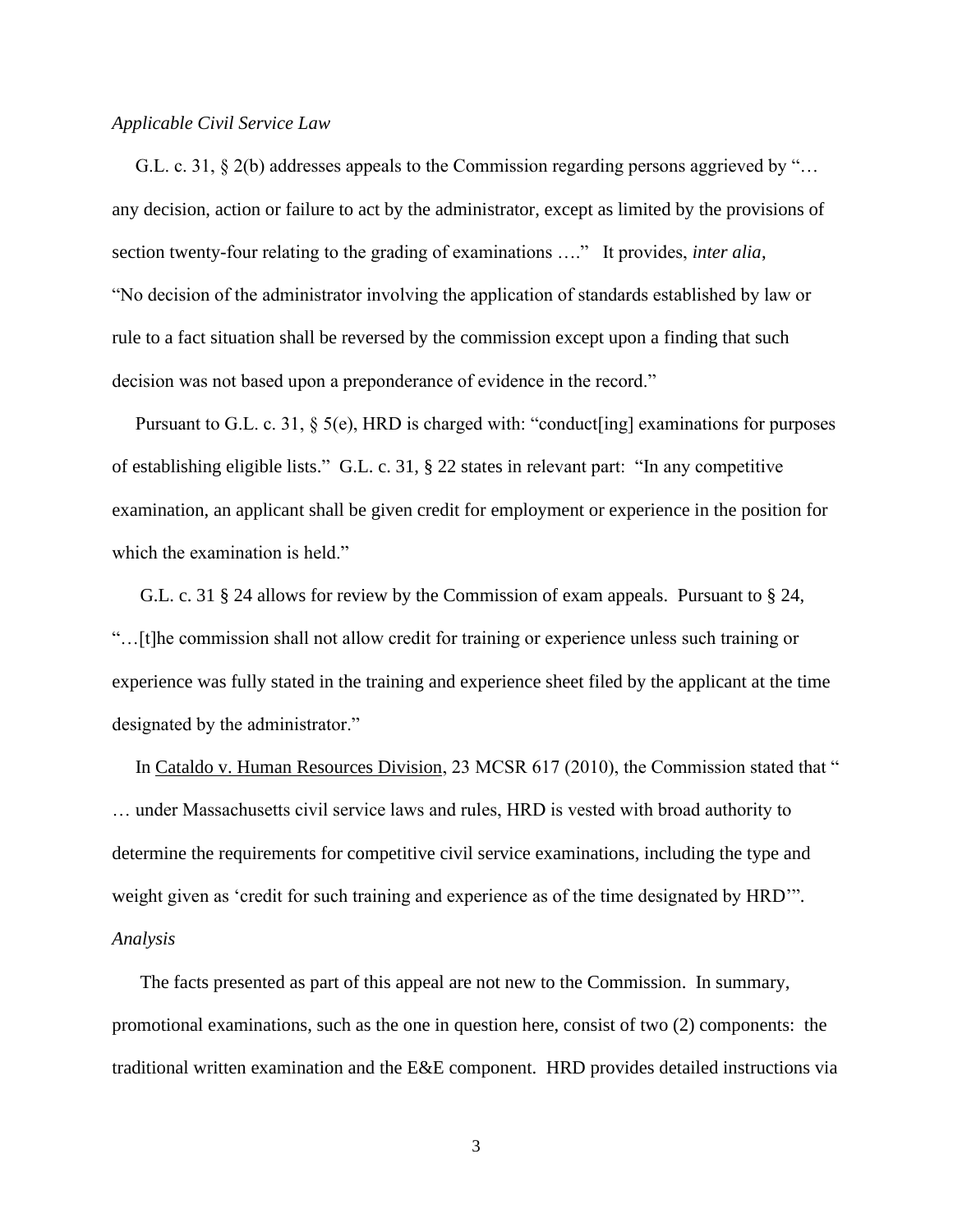*Applicable Civil Service Law*

G.L. c. 31, § 2(b) addresses appeals to the Commission regarding persons aggrieved by "… any decision, action or failure to act by the administrator, except as limited by the provisions of section twenty-four relating to the grading of examinations …." It provides, *inter alia*, "No decision of the administrator involving the application of standards established by law or rule to a fact situation shall be reversed by the commission except upon a finding that such decision was not based upon a preponderance of evidence in the record."

Pursuant to G.L. c. 31, § 5(e), HRD is charged with: "conduct[ing] examinations for purposes of establishing eligible lists." G.L. c. 31, § 22 states in relevant part: "In any competitive examination, an applicant shall be given credit for employment or experience in the position for which the examination is held."

G.L. c. 31 § 24 allows for review by the Commission of exam appeals. Pursuant to § 24, "…[t]he commission shall not allow credit for training or experience unless such training or experience was fully stated in the training and experience sheet filed by the applicant at the time designated by the administrator."

In Cataldo v. Human Resources Division, 23 MCSR 617 (2010), the Commission stated that " … under Massachusetts civil service laws and rules, HRD is vested with broad authority to determine the requirements for competitive civil service examinations, including the type and weight given as 'credit for such training and experience as of the time designated by HRD'".

*Analysis*

The facts presented as part of this appeal are not new to the Commission. In summary, promotional examinations, such as the one in question here, consist of two (2) components: the traditional written examination and the E&E component. HRD provides detailed instructions via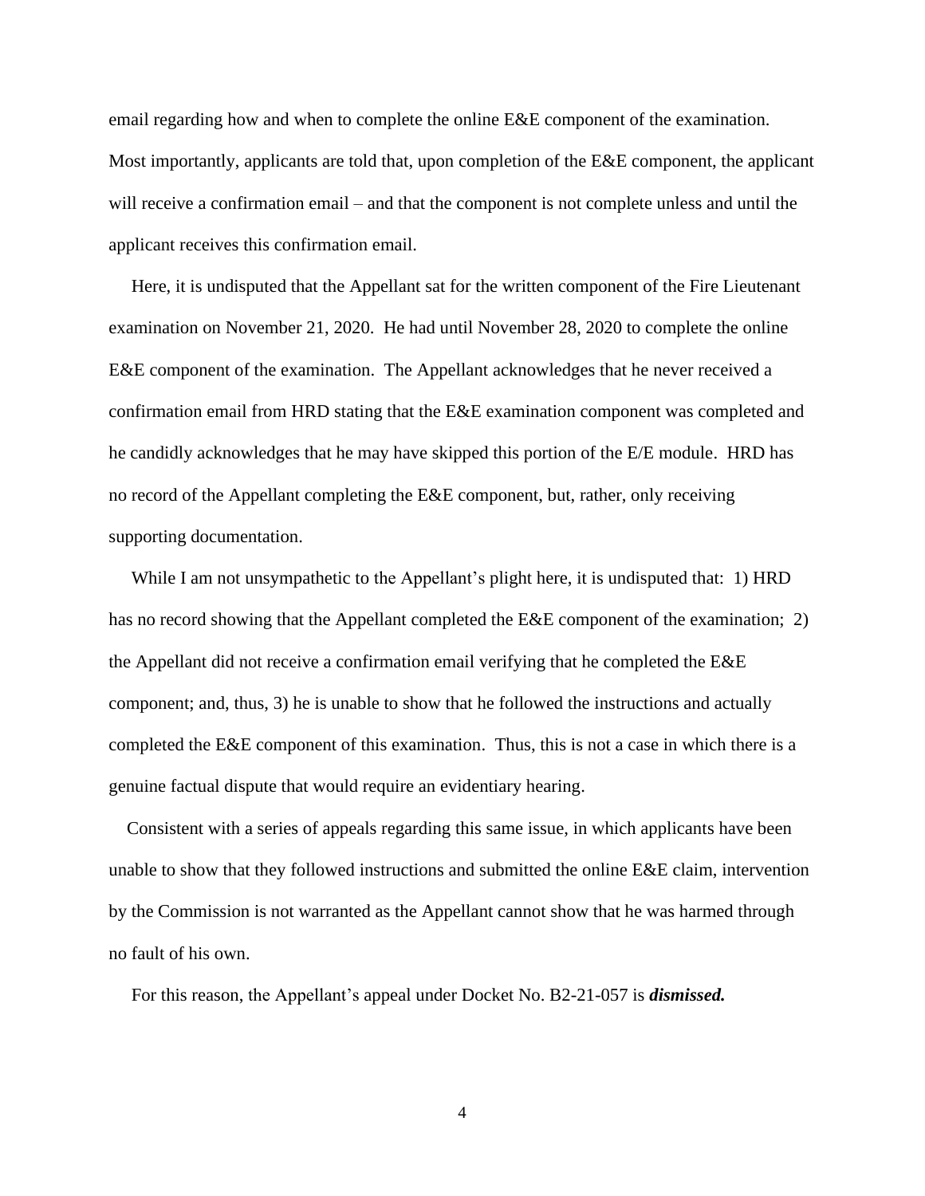email regarding how and when to complete the online E&E component of the examination. Most importantly, applicants are told that, upon completion of the E&E component, the applicant will receive a confirmation email – and that the component is not complete unless and until the applicant receives this confirmation email.

Here, it is undisputed that the Appellant sat for the written component of the Fire Lieutenant examination on November 21, 2020. He had until November 28, 2020 to complete the online E&E component of the examination. The Appellant acknowledges that he never received a confirmation email from HRD stating that the E&E examination component was completed and he candidly acknowledges that he may have skipped this portion of the E/E module. HRD has no record of the Appellant completing the E&E component, but, rather, only receiving supporting documentation.

While I am not unsympathetic to the Appellant's plight here, it is undisputed that: 1) HRD has no record showing that the Appellant completed the E&E component of the examination; 2) the Appellant did not receive a confirmation email verifying that he completed the E&E component; and, thus, 3) he is unable to show that he followed the instructions and actually completed the E&E component of this examination. Thus, this is not a case in which there is a genuine factual dispute that would require an evidentiary hearing.

Consistent with a series of appeals regarding this same issue, in which applicants have been unable to show that they followed instructions and submitted the online E&E claim, intervention by the Commission is not warranted as the Appellant cannot show that he was harmed through no fault of his own.

For this reason, the Appellant's appeal under Docket No. B2-21-057 is ***dismissed.***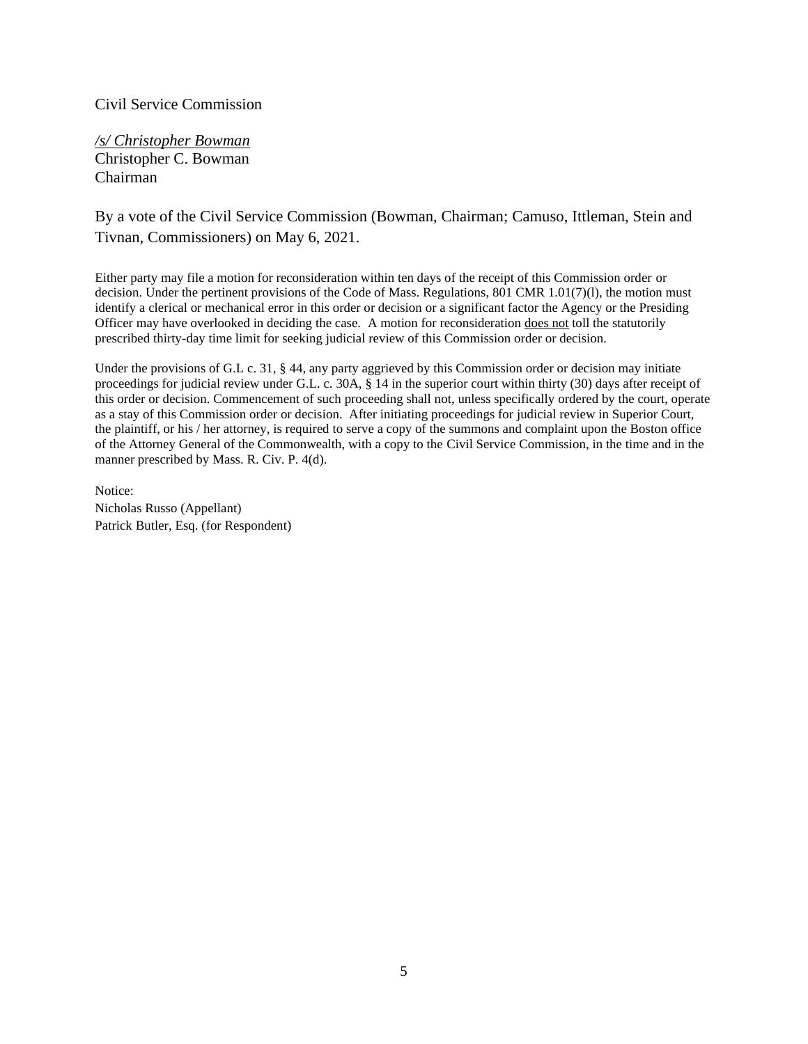Civil Service Commission

*<u>/s/ Christopher Bowman</u>*
Christopher C. Bowman
Chairman

By a vote of the Civil Service Commission (Bowman, Chairman; Camuso, Ittleman, Stein and Tivnan, Commissioners) on May 6, 2021.

Either party may file a motion for reconsideration within ten days of the receipt of this Commission order or decision. Under the pertinent provisions of the Code of Mass. Regulations, 801 CMR 1.01(7)(l), the motion must identify a clerical or mechanical error in this order or decision or a significant factor the Agency or the Presiding Officer may have overlooked in deciding the case. A motion for reconsideration <u>does not</u> toll the statutorily prescribed thirty-day time limit for seeking judicial review of this Commission order or decision.

Under the provisions of G.L c. 31, § 44, any party aggrieved by this Commission order or decision may initiate proceedings for judicial review under G.L. c. 30A, § 14 in the superior court within thirty (30) days after receipt of this order or decision. Commencement of such proceeding shall not, unless specifically ordered by the court, operate as a stay of this Commission order or decision. After initiating proceedings for judicial review in Superior Court, the plaintiff, or his / her attorney, is required to serve a copy of the summons and complaint upon the Boston office of the Attorney General of the Commonwealth, with a copy to the Civil Service Commission, in the time and in the manner prescribed by Mass. R. Civ. P. 4(d).

Notice:
Nicholas Russo (Appellant)
Patrick Butler, Esq. (for Respondent)